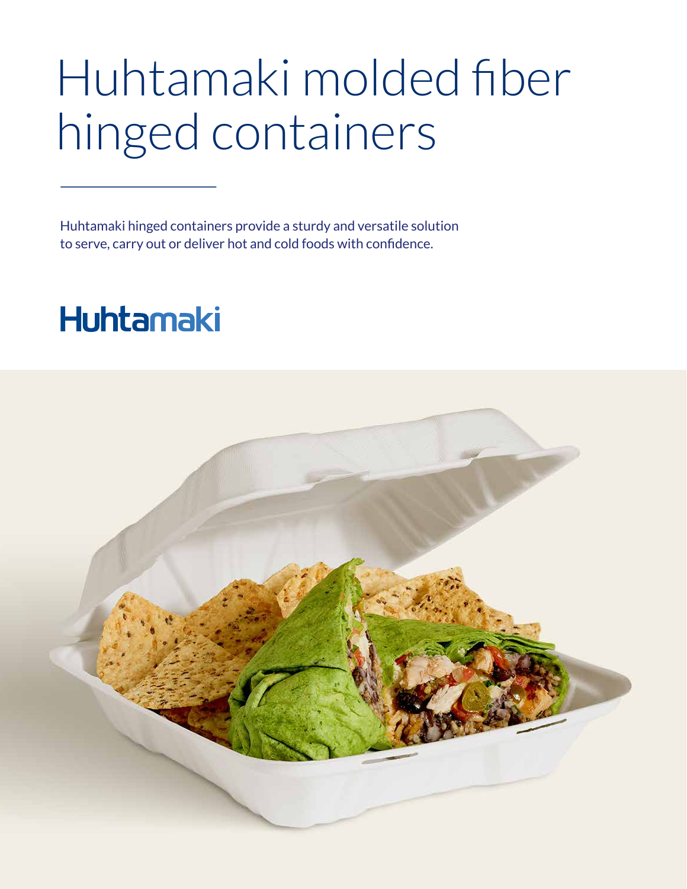# Huhtamaki molded fiber hinged containers

Huhtamaki hinged containers provide a sturdy and versatile solution to serve, carry out or deliver hot and cold foods with confidence.

Huhtamaki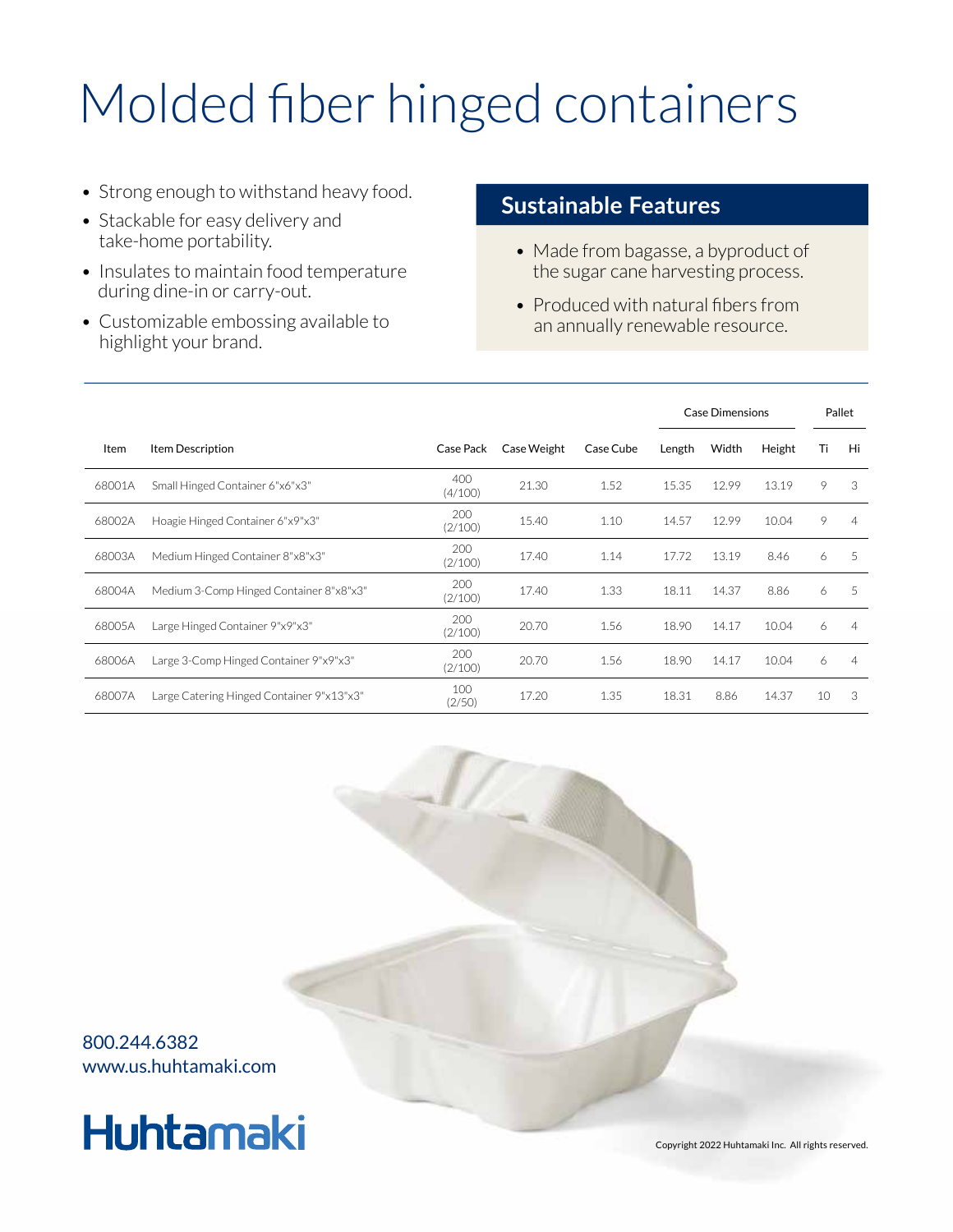# Molded fiber hinged containers

- Strong enough to withstand heavy food.
- Stackable for easy delivery and take-home portability.
- Insulates to maintain food temperature during dine-in or carry-out.
- Customizable embossing available to highlight your brand.

## Sustainable Features

- Made from bagasse, a byproduct of the sugar cane harvesting process.
- Produced with natural fibers from an annually renewable resource.

| | | | | | Case Dimensions | | | Pallet | |
|---|---|---|---|---|---|---|---|---|---|
| Item | Item Description | Case Pack | Case Weight | Case Cube | Length | Width | Height | Ti | Hi |
| 68001A | Small Hinged Container 6"x6"x3" | 400 (4/100) | 21.30 | 1.52 | 15.35 | 12.99 | 13.19 | 9 | 3 |
| 68002A | Hoagie Hinged Container 6"x9"x3" | 200 (2/100) | 15.40 | 1.10 | 14.57 | 12.99 | 10.04 | 9 | 4 |
| 68003A | Medium Hinged Container 8"x8"x3" | 200 (2/100) | 17.40 | 1.14 | 17.72 | 13.19 | 8.46 | 6 | 5 |
| 68004A | Medium 3-Comp Hinged Container 8"x8"x3" | 200 (2/100) | 17.40 | 1.33 | 18.11 | 14.37 | 8.86 | 6 | 5 |
| 68005A | Large Hinged Container 9"x9"x3" | 200 (2/100) | 20.70 | 1.56 | 18.90 | 14.17 | 10.04 | 6 | 4 |
| 68006A | Large 3-Comp Hinged Container 9"x9"x3" | 200 (2/100) | 20.70 | 1.56 | 18.90 | 14.17 | 10.04 | 6 | 4 |
| 68007A | Large Catering Hinged Container 9"x13"x3" | 100 (2/50) | 17.20 | 1.35 | 18.31 | 8.86 | 14.37 | 10 | 3 |

800.244.6382
www.us.huhtamaki.com

Huhtamaki

Copyright 2022 Huhtamaki Inc. All rights reserved.